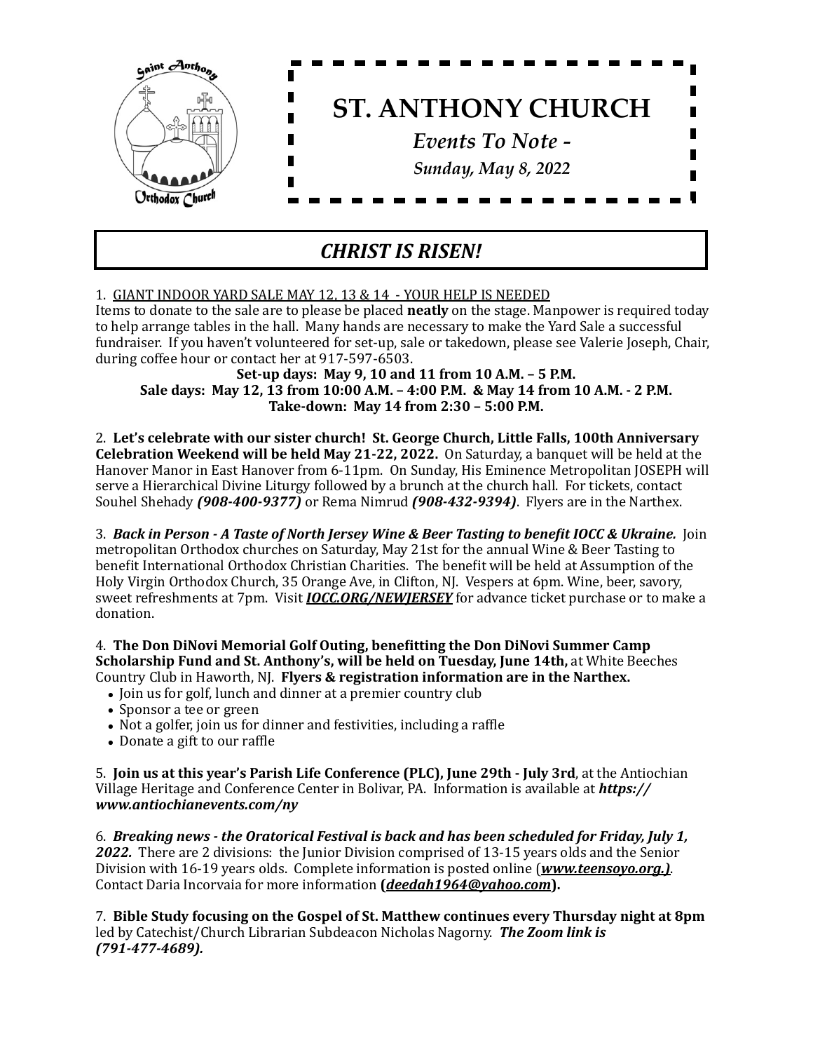# ST. ANTHONY CHURCH

*Events To Note -*

*Sunday, May 8, 2022*

## *CHRIST IS RISEN!*

1. GIANT INDOOR YARD SALE MAY 12, 13 & 14 - YOUR HELP IS NEEDED
Items to donate to the sale are to please be placed **neatly** on the stage. Manpower is required today to help arrange tables in the hall. Many hands are necessary to make the Yard Sale a successful fundraiser. If you haven't volunteered for set-up, sale or takedown, please see Valerie Joseph, Chair, during coffee hour or contact her at 917-597-6503.

**Set-up days: May 9, 10 and 11 from 10 A.M. – 5 P.M.**
**Sale days: May 12, 13 from 10:00 A.M. – 4:00 P.M. & May 14 from 10 A.M. - 2 P.M.**
**Take-down: May 14 from 2:30 – 5:00 P.M.**

2. **Let's celebrate with our sister church! St. George Church, Little Falls, 100th Anniversary Celebration Weekend will be held May 21-22, 2022.** On Saturday, a banquet will be held at the Hanover Manor in East Hanover from 6-11pm. On Sunday, His Eminence Metropolitan JOSEPH will serve a Hierarchical Divine Liturgy followed by a brunch at the church hall. For tickets, contact Souhel Shehady ***(908-400-9377)*** or Rema Nimrud ***(908-432-9394)***. Flyers are in the Narthex.

3. ***Back in Person - A Taste of North Jersey Wine & Beer Tasting to benefit IOCC & Ukraine.*** Join metropolitan Orthodox churches on Saturday, May 21st for the annual Wine & Beer Tasting to benefit International Orthodox Christian Charities. The benefit will be held at Assumption of the Holy Virgin Orthodox Church, 35 Orange Ave, in Clifton, NJ. Vespers at 6pm. Wine, beer, savory, sweet refreshments at 7pm. Visit ***IOCC.ORG/NEWJERSEY*** for advance ticket purchase or to make a donation.

4. **The Don DiNovi Memorial Golf Outing, benefitting the Don DiNovi Summer Camp Scholarship Fund and St. Anthony's, will be held on Tuesday, June 14th,** at White Beeches Country Club in Haworth, NJ. **Flyers & registration information are in the Narthex.**

- Join us for golf, lunch and dinner at a premier country club
- Sponsor a tee or green
- Not a golfer, join us for dinner and festivities, including a raffle
- Donate a gift to our raffle

5. **Join us at this year's Parish Life Conference (PLC), June 29th - July 3rd**, at the Antiochian Village Heritage and Conference Center in Bolivar, PA. Information is available at ***https://www.antiochianevents.com/ny***

6. ***Breaking news - the Oratorical Festival is back and has been scheduled for Friday, July 1, 2022.*** There are 2 divisions: the Junior Division comprised of 13-15 years olds and the Senior Division with 16-19 years olds. Complete information is posted online (***www.teensoyo.org.)***. Contact Daria Incorvaia for more information **(*deedah1964@yahoo.com*).**

7. **Bible Study focusing on the Gospel of St. Matthew continues every Thursday night at 8pm** led by Catechist/Church Librarian Subdeacon Nicholas Nagorny. ***The Zoom link is (791-477-4689).***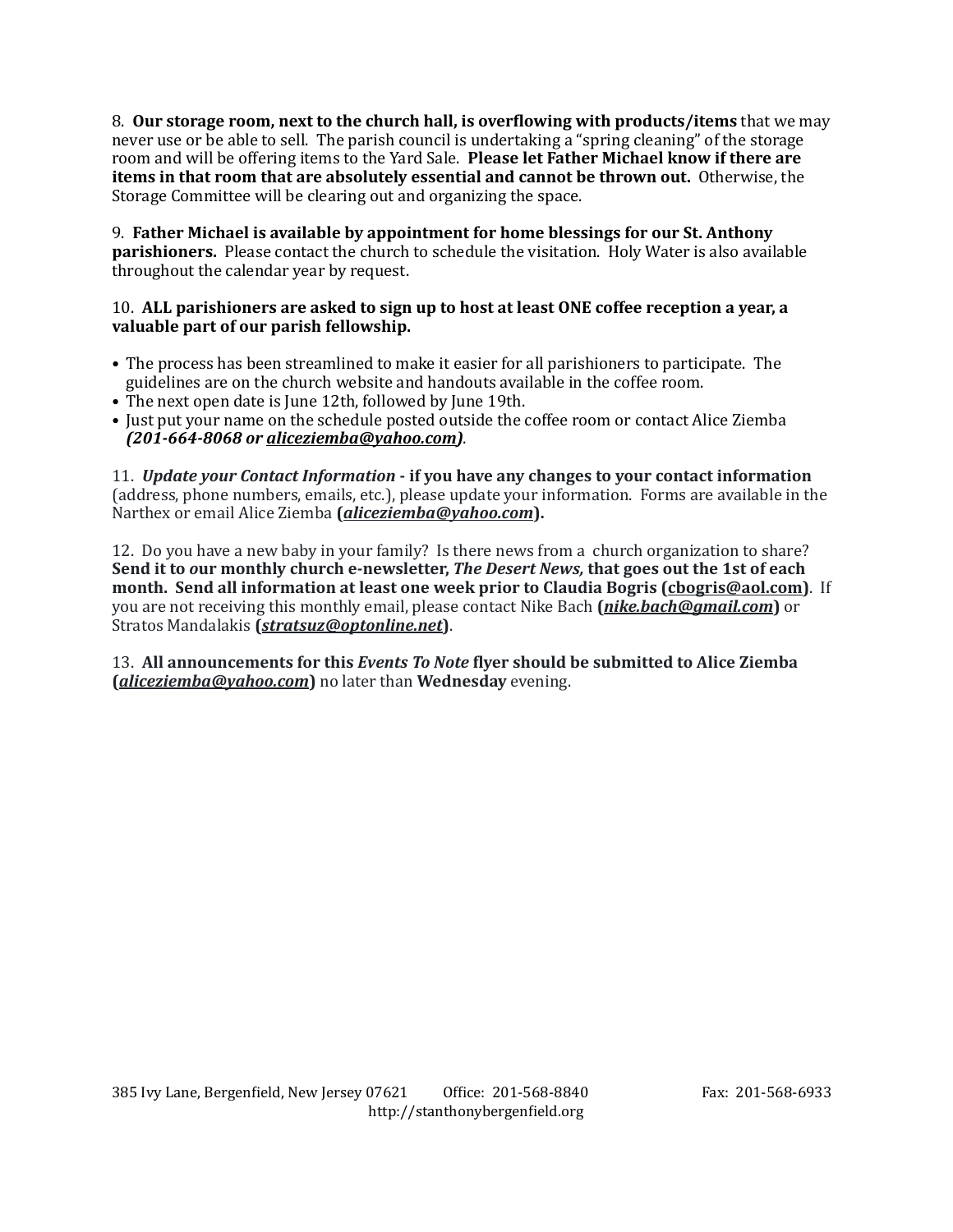8. **Our storage room, next to the church hall, is overflowing with products/items** that we may never use or be able to sell. The parish council is undertaking a "spring cleaning" of the storage room and will be offering items to the Yard Sale. **Please let Father Michael know if there are items in that room that are absolutely essential and cannot be thrown out.** Otherwise, the Storage Committee will be clearing out and organizing the space.

9. **Father Michael is available by appointment for home blessings for our St. Anthony parishioners.** Please contact the church to schedule the visitation. Holy Water is also available throughout the calendar year by request.

10. **ALL parishioners are asked to sign up to host at least ONE coffee reception a year, a valuable part of our parish fellowship.**

- The process has been streamlined to make it easier for all parishioners to participate. The guidelines are on the church website and handouts available in the coffee room.
- The next open date is June 12th, followed by June 19th.
- Just put your name on the schedule posted outside the coffee room or contact Alice Ziemba ***(201-664-8068 or aliceziemba@yahoo.com)***.

11. *Update your Contact Information* **- if you have any changes to your contact information** (address, phone numbers, emails, etc.), please update your information. Forms are available in the Narthex or email Alice Ziemba **(*aliceziemba@yahoo.com*).**

12. Do you have a new baby in your family? Is there news from a church organization to share? **Send it to our monthly church e-newsletter, *The Desert News,* that goes out the 1st of each month. Send all information at least one week prior to Claudia Bogris (cbogris@aol.com)**. If you are not receiving this monthly email, please contact Nike Bach **(*nike.bach@gmail.com*)** or Stratos Mandalakis **(*stratsuz@optonline.net*)**.

13. **All announcements for this *Events To Note* flyer should be submitted to Alice Ziemba (*aliceziemba@yahoo.com*)** no later than **Wednesday** evening.

385 Ivy Lane, Bergenfield, New Jersey 07621 Office: 201-568-8840 Fax: 201-568-6933
http://stanthonybergenfield.org